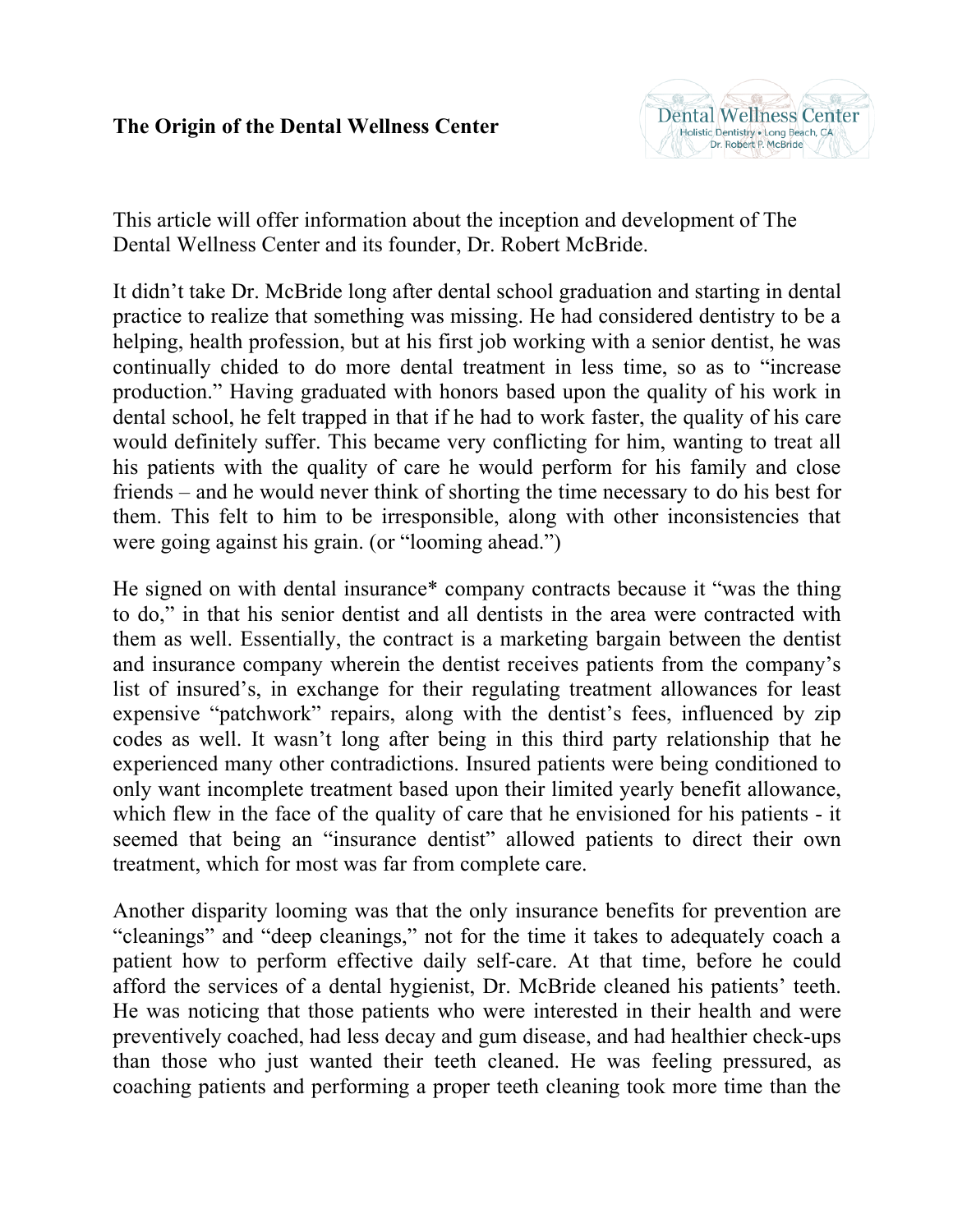**The Origin of the Dental Wellness Center**

This article will offer information about the inception and development of The Dental Wellness Center and its founder, Dr. Robert McBride.

It didn't take Dr. McBride long after dental school graduation and starting in dental practice to realize that something was missing. He had considered dentistry to be a helping, health profession, but at his first job working with a senior dentist, he was continually chided to do more dental treatment in less time, so as to "increase production." Having graduated with honors based upon the quality of his work in dental school, he felt trapped in that if he had to work faster, the quality of his care would definitely suffer. This became very conflicting for him, wanting to treat all his patients with the quality of care he would perform for his family and close friends – and he would never think of shorting the time necessary to do his best for them. This felt to him to be irresponsible, along with other inconsistencies that were going against his grain. (or "looming ahead.")

He signed on with dental insurance* company contracts because it "was the thing to do," in that his senior dentist and all dentists in the area were contracted with them as well. Essentially, the contract is a marketing bargain between the dentist and insurance company wherein the dentist receives patients from the company's list of insured's, in exchange for their regulating treatment allowances for least expensive "patchwork" repairs, along with the dentist's fees, influenced by zip codes as well. It wasn't long after being in this third party relationship that he experienced many other contradictions. Insured patients were being conditioned to only want incomplete treatment based upon their limited yearly benefit allowance, which flew in the face of the quality of care that he envisioned for his patients - it seemed that being an "insurance dentist" allowed patients to direct their own treatment, which for most was far from complete care.

Another disparity looming was that the only insurance benefits for prevention are "cleanings" and "deep cleanings," not for the time it takes to adequately coach a patient how to perform effective daily self-care. At that time, before he could afford the services of a dental hygienist, Dr. McBride cleaned his patients' teeth. He was noticing that those patients who were interested in their health and were preventively coached, had less decay and gum disease, and had healthier check-ups than those who just wanted their teeth cleaned. He was feeling pressured, as coaching patients and performing a proper teeth cleaning took more time than the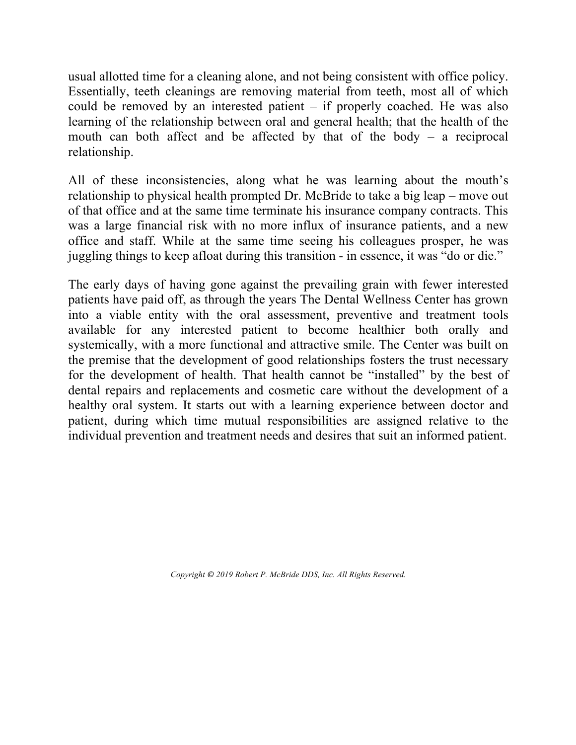usual allotted time for a cleaning alone, and not being consistent with office policy. Essentially, teeth cleanings are removing material from teeth, most all of which could be removed by an interested patient – if properly coached. He was also learning of the relationship between oral and general health; that the health of the mouth can both affect and be affected by that of the body – a reciprocal relationship.

All of these inconsistencies, along what he was learning about the mouth's relationship to physical health prompted Dr. McBride to take a big leap – move out of that office and at the same time terminate his insurance company contracts. This was a large financial risk with no more influx of insurance patients, and a new office and staff. While at the same time seeing his colleagues prosper, he was juggling things to keep afloat during this transition - in essence, it was "do or die."

The early days of having gone against the prevailing grain with fewer interested patients have paid off, as through the years The Dental Wellness Center has grown into a viable entity with the oral assessment, preventive and treatment tools available for any interested patient to become healthier both orally and systemically, with a more functional and attractive smile. The Center was built on the premise that the development of good relationships fosters the trust necessary for the development of health. That health cannot be "installed" by the best of dental repairs and replacements and cosmetic care without the development of a healthy oral system. It starts out with a learning experience between doctor and patient, during which time mutual responsibilities are assigned relative to the individual prevention and treatment needs and desires that suit an informed patient.

*Copyright © 2019 Robert P. McBride DDS, Inc. All Rights Reserved.*